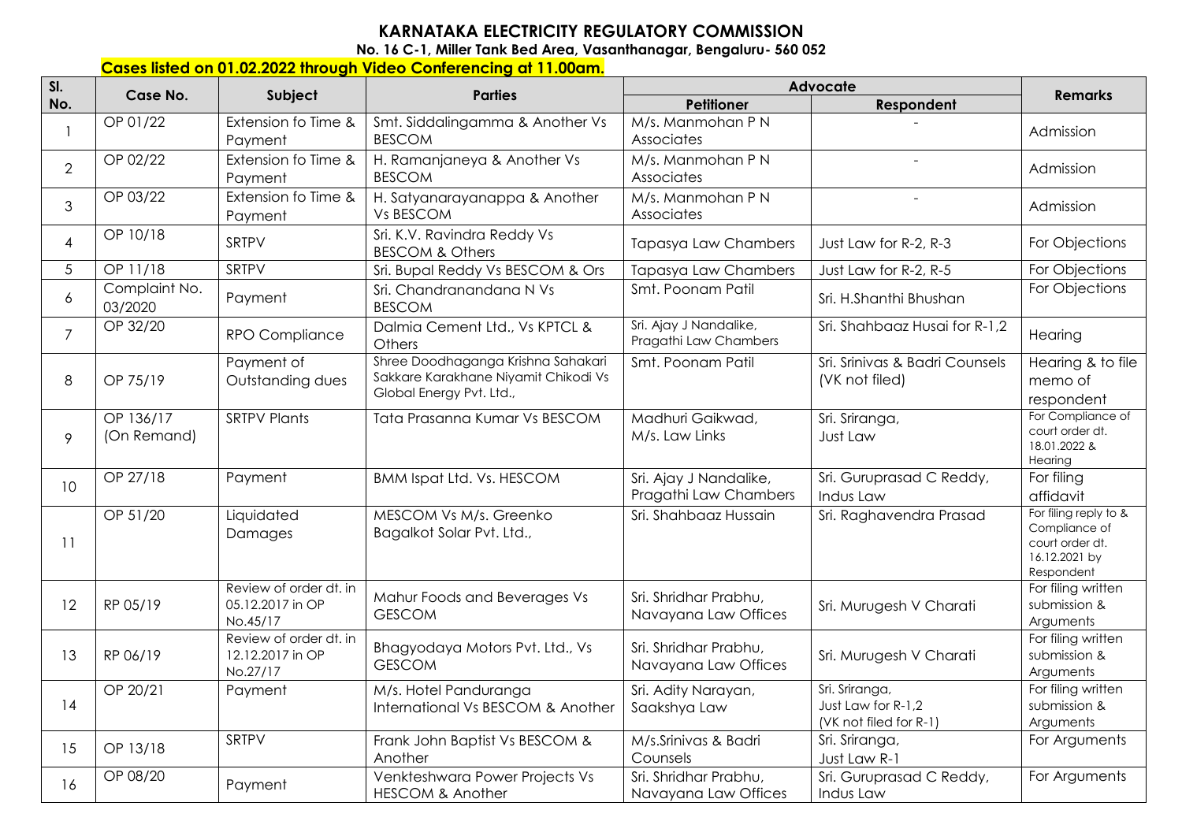# KARNATAKA ELECTRICITY REGULATORY COMMISSION

**No. 16 C-1, Miller Tank Bed Area, Vasanthanagar, Bengaluru- 560 052**

**Cases listed on 01.02.2022 through Video Conferencing at 11.00am.**

| Sl. No. | Case No. | Subject | Parties | Advocate | | Remarks |
|---|---|---|---|---|---|---|
| | | | | Petitioner | Respondent | |
| 1 | OP 01/22 | Extension fo Time & Payment | Smt. Siddalingamma & Another Vs BESCOM | M/s. Manmohan P N Associates | - | Admission |
| 2 | OP 02/22 | Extension fo Time & Payment | H. Ramanjaneya & Another Vs BESCOM | M/s. Manmohan P N Associates | - | Admission |
| 3 | OP 03/22 | Extension fo Time & Payment | H. Satyanarayanappa & Another Vs BESCOM | M/s. Manmohan P N Associates | - | Admission |
| 4 | OP 10/18 | SRTPV | Sri. K.V. Ravindra Reddy Vs BESCOM & Others | Tapasya Law Chambers | Just Law for R-2, R-3 | For Objections |
| 5 | OP 11/18 | SRTPV | Sri. Bupal Reddy Vs BESCOM & Ors | Tapasya Law Chambers | Just Law for R-2, R-5 | For Objections |
| 6 | Complaint No. 03/2020 | Payment | Sri. Chandranandana N Vs BESCOM | Smt. Poonam Patil | Sri. H.Shanthi Bhushan | For Objections |
| 7 | OP 32/20 | RPO Compliance | Dalmia Cement Ltd., Vs KPTCL & Others | Sri. Ajay J Nandalike, Pragathi Law Chambers | Sri. Shahbaaz Husai for R-1,2 | Hearing |
| 8 | OP 75/19 | Payment of Outstanding dues | Shree Doodhaganga Krishna Sahakari Sakkare Karakhane Niyamit Chikodi Vs Global Energy Pvt. Ltd., | Smt. Poonam Patil | Sri. Srinivas & Badri Counsels (VK not filed) | Hearing & to file memo of respondent |
| 9 | OP 136/17 (On Remand) | SRTPV Plants | Tata Prasanna Kumar Vs BESCOM | Madhuri Gaikwad, M/s. Law Links | Sri. Sriranga, Just Law | For Compliance of court order dt. 18.01.2022 & Hearing |
| 10 | OP 27/18 | Payment | BMM Ispat Ltd. Vs. HESCOM | Sri. Ajay J Nandalike, Pragathi Law Chambers | Sri. Guruprasad C Reddy, Indus Law | For filing affidavit |
| 11 | OP 51/20 | Liquidated Damages | MESCOM Vs M/s. Greenko Bagalkot Solar Pvt. Ltd., | Sri. Shahbaaz Hussain | Sri. Raghavendra Prasad | For filing reply to & Compliance of court order dt. 16.12.2021 by Respondent |
| 12 | RP 05/19 | Review of order dt. in 05.12.2017 in OP No.45/17 | Mahur Foods and Beverages Vs GESCOM | Sri. Shridhar Prabhu, Navayana Law Offices | Sri. Murugesh V Charati | For filing written submission & Arguments |
| 13 | RP 06/19 | Review of order dt. in 12.12.2017 in OP No.27/17 | Bhagyodaya Motors Pvt. Ltd., Vs GESCOM | Sri. Shridhar Prabhu, Navayana Law Offices | Sri. Murugesh V Charati | For filing written submission & Arguments |
| 14 | OP 20/21 | Payment | M/s. Hotel Panduranga International Vs BESCOM & Another | Sri. Adity Narayan, Saakshya Law | Sri. Sriranga, Just Law for R-1,2 (VK not filed for R-1) | For filing written submission & Arguments |
| 15 | OP 13/18 | SRTPV | Frank John Baptist Vs BESCOM & Another | M/s.Srinivas & Badri Counsels | Sri. Sriranga, Just Law R-1 | For Arguments |
| 16 | OP 08/20 | Payment | Venkteshwara Power Projects Vs HESCOM & Another | Sri. Shridhar Prabhu, Navayana Law Offices | Sri. Guruprasad C Reddy, Indus Law | For Arguments |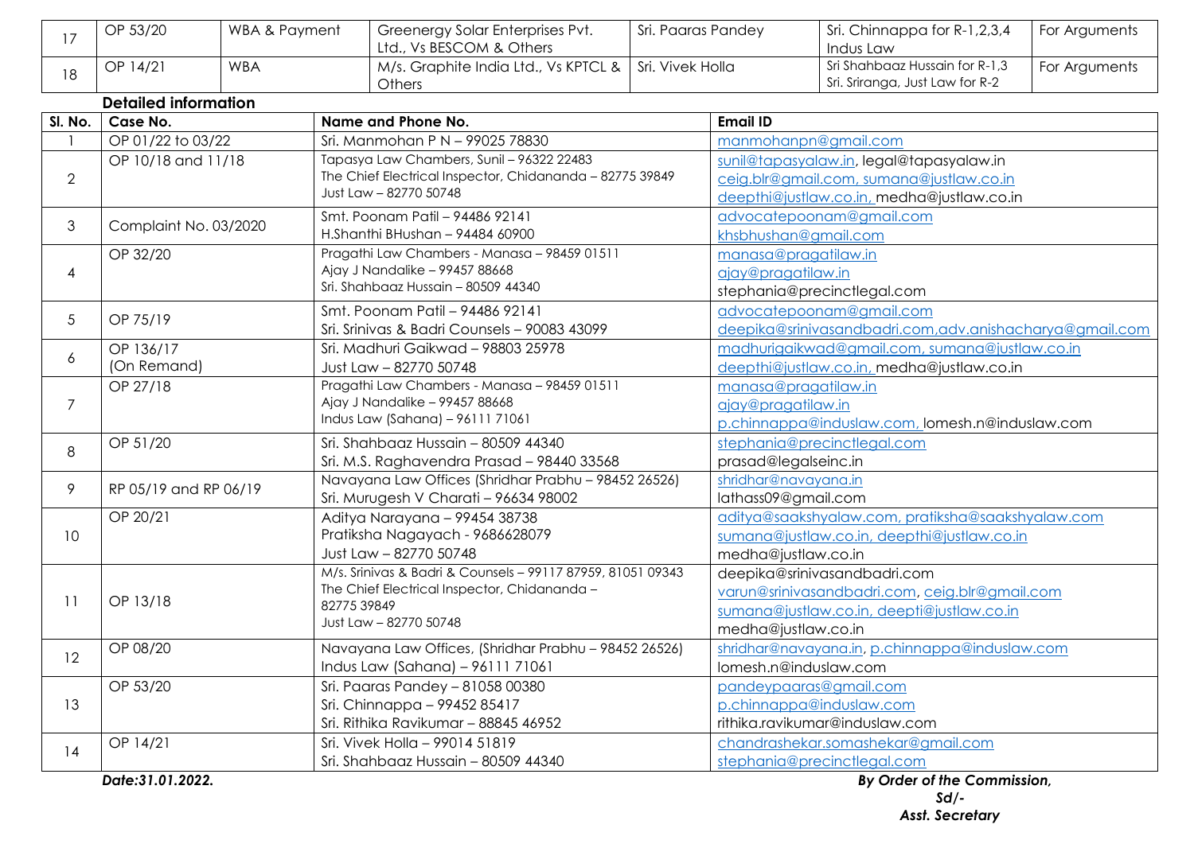| | | | | | | |
|---|---|---|---|---|---|---|
| 17 | OP 53/20 | WBA & Payment | Greenergy Solar Enterprises Pvt. Ltd., Vs BESCOM & Others | Sri. Paaras Pandey | Sri. Chinnappa for R-1,2,3,4 Indus Law | For Arguments |
| 18 | OP 14/21 | WBA | M/s. Graphite India Ltd., Vs KPTCL & Others | Sri. Vivek Holla | Sri Shahbaaz Hussain for R-1,3 Sri. Sriranga, Just Law for R-2 | For Arguments |

**Detailed information**

| Sl. No. | Case No. | Name and Phone No. | Email ID |
|---|---|---|---|
| 1 | OP 01/22 to 03/22 | Sri. Manmohan P N – 99025 78830 | manmohanpn@gmail.com |
| 2 | OP 10/18 and 11/18 | Tapasya Law Chambers, Sunil – 96322 22483<br>The Chief Electrical Inspector, Chidananda – 82775 39849<br>Just Law – 82770 50748 | sunil@tapasyalaw.in, legal@tapasyalaw.in<br>ceig.blr@gmail.com, sumana@justlaw.co.in<br>deepthi@justlaw.co.in, medha@justlaw.co.in |
| 3 | Complaint No. 03/2020 | Smt. Poonam Patil – 94486 92141<br>H.Shanthi BHushan – 94484 60900 | advocatepoonam@gmail.com<br>khsbhushan@gmail.com |
| 4 | OP 32/20 | Pragathi Law Chambers - Manasa – 98459 01511<br>Ajay J Nandalike – 99457 88668<br>Sri. Shahbaaz Hussain – 80509 44340 | manasa@pragatilaw.in<br>ajay@pragatilaw.in<br>stephania@precinctlegal.com |
| 5 | OP 75/19 | Smt. Poonam Patil – 94486 92141<br>Sri. Srinivas & Badri Counsels – 90083 43099 | advocatepoonam@gmail.com<br>deepika@srinivasandbadri.com,adv.anishacharya@gmail.com |
| 6 | OP 136/17<br>(On Remand) | Sri. Madhuri Gaikwad – 98803 25978<br>Just Law – 82770 50748 | madhurigaikwad@gmail.com, sumana@justlaw.co.in<br>deepthi@justlaw.co.in, medha@justlaw.co.in |
| 7 | OP 27/18 | Pragathi Law Chambers - Manasa – 98459 01511<br>Ajay J Nandalike – 99457 88668<br>Indus Law (Sahana) – 96111 71061 | manasa@pragatilaw.in<br>ajay@pragatilaw.in<br>p.chinnappa@induslaw.com, lomesh.n@induslaw.com |
| 8 | OP 51/20 | Sri. Shahbaaz Hussain – 80509 44340<br>Sri. M.S. Raghavendra Prasad – 98440 33568 | stephania@precinctlegal.com<br>prasad@legalseinc.in |
| 9 | RP 05/19 and RP 06/19 | Navayana Law Offices (Shridhar Prabhu – 98452 26526)<br>Sri. Murugesh V Charati – 96634 98002 | shridhar@navayana.in<br>lathass09@gmail.com |
| 10 | OP 20/21 | Aditya Narayana – 99454 38738<br>Pratiksha Nagayach - 9686628079<br>Just Law – 82770 50748 | aditya@saakshyalaw.com, pratiksha@saakshyalaw.com<br>sumana@justlaw.co.in, deepthi@justlaw.co.in<br>medha@justlaw.co.in |
| 11 | OP 13/18 | M/s. Srinivas & Badri & Counsels – 99117 87959, 81051 09343<br>The Chief Electrical Inspector, Chidananda – 82775 39849<br>Just Law – 82770 50748 | deepika@srinivasandbadri.com<br>varun@srinivasandbadri.com, ceig.blr@gmail.com<br>sumana@justlaw.co.in, deepti@justlaw.co.in<br>medha@justlaw.co.in |
| 12 | OP 08/20 | Navayana Law Offices, (Shridhar Prabhu – 98452 26526)<br>Indus Law (Sahana) – 96111 71061 | shridhar@navayana.in, p.chinnappa@induslaw.com<br>lomesh.n@induslaw.com |
| 13 | OP 53/20 | Sri. Paaras Pandey – 81058 00380<br>Sri. Chinnappa – 99452 85417<br>Sri. Rithika Ravikumar – 88845 46952 | pandeypaaras@gmail.com<br>p.chinnappa@induslaw.com<br>rithika.ravikumar@induslaw.com |
| 14 | OP 14/21 | Sri. Vivek Holla – 99014 51819<br>Sri. Shahbaaz Hussain – 80509 44340 | chandrashekar.somashekar@gmail.com<br>stephania@precinctlegal.com |

***Date:31.01.2022.***

***By Order of the Commission,***
***Sd/-***
***Asst. Secretary***